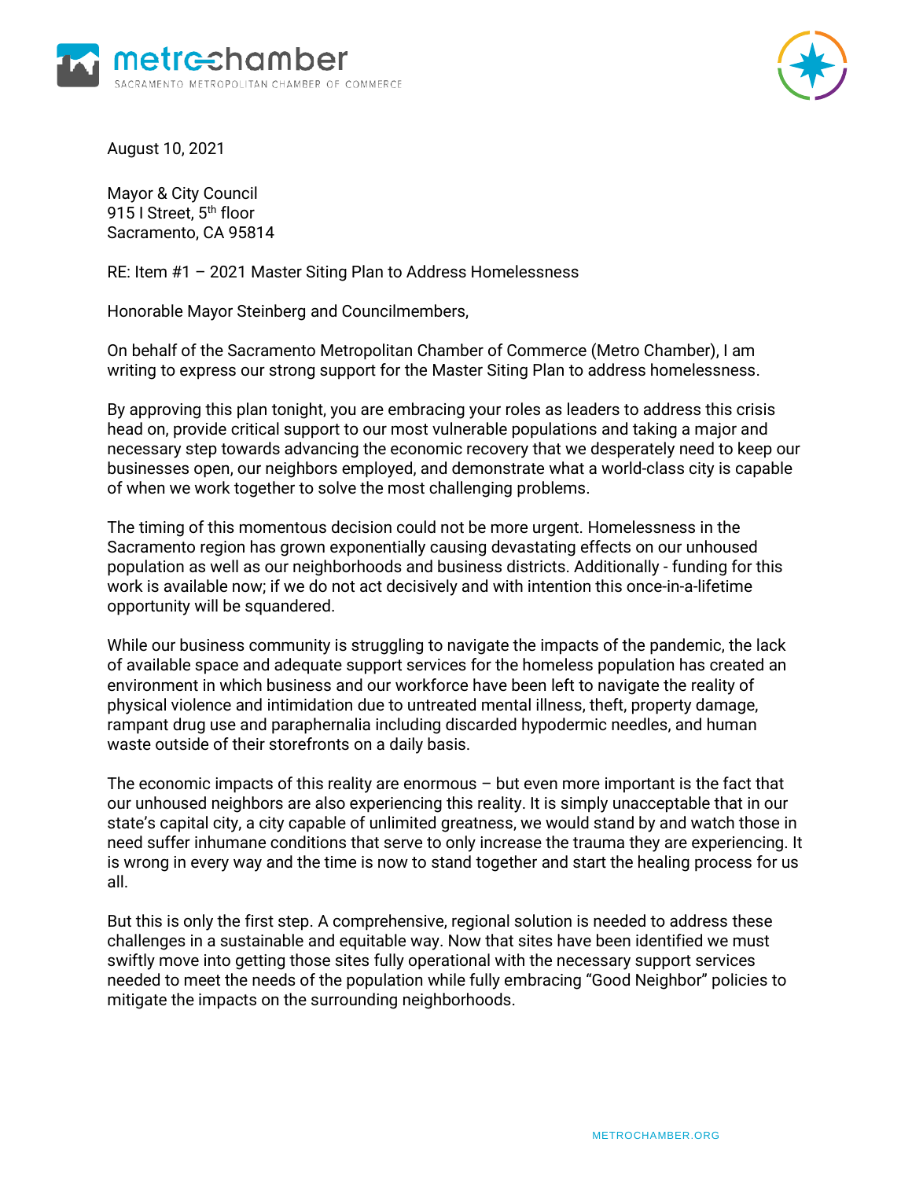metro chamber
SACRAMENTO METROPOLITAN CHAMBER OF COMMERCE

August 10, 2021

Mayor & City Council
915 I Street, 5th floor
Sacramento, CA 95814

RE: Item #1 – 2021 Master Siting Plan to Address Homelessness

Honorable Mayor Steinberg and Councilmembers,

On behalf of the Sacramento Metropolitan Chamber of Commerce (Metro Chamber), I am writing to express our strong support for the Master Siting Plan to address homelessness.

By approving this plan tonight, you are embracing your roles as leaders to address this crisis head on, provide critical support to our most vulnerable populations and taking a major and necessary step towards advancing the economic recovery that we desperately need to keep our businesses open, our neighbors employed, and demonstrate what a world-class city is capable of when we work together to solve the most challenging problems.

The timing of this momentous decision could not be more urgent. Homelessness in the Sacramento region has grown exponentially causing devastating effects on our unhoused population as well as our neighborhoods and business districts. Additionally - funding for this work is available now; if we do not act decisively and with intention this once-in-a-lifetime opportunity will be squandered.

While our business community is struggling to navigate the impacts of the pandemic, the lack of available space and adequate support services for the homeless population has created an environment in which business and our workforce have been left to navigate the reality of physical violence and intimidation due to untreated mental illness, theft, property damage, rampant drug use and paraphernalia including discarded hypodermic needles, and human waste outside of their storefronts on a daily basis.

The economic impacts of this reality are enormous – but even more important is the fact that our unhoused neighbors are also experiencing this reality. It is simply unacceptable that in our state's capital city, a city capable of unlimited greatness, we would stand by and watch those in need suffer inhumane conditions that serve to only increase the trauma they are experiencing. It is wrong in every way and the time is now to stand together and start the healing process for us all.

But this is only the first step. A comprehensive, regional solution is needed to address these challenges in a sustainable and equitable way. Now that sites have been identified we must swiftly move into getting those sites fully operational with the necessary support services needed to meet the needs of the population while fully embracing "Good Neighbor" policies to mitigate the impacts on the surrounding neighborhoods.

METROCHAMBER.ORG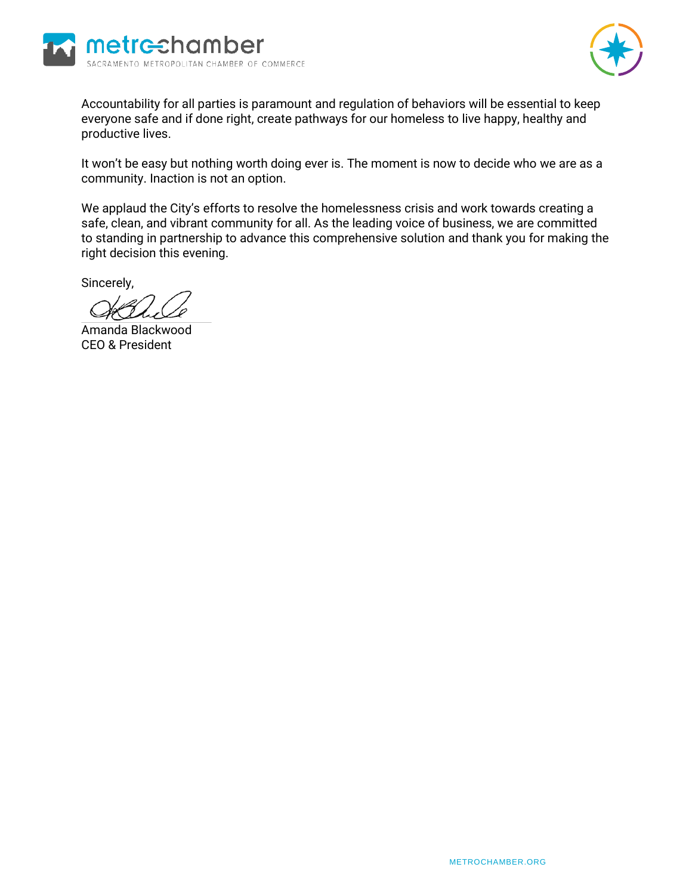Accountability for all parties is paramount and regulation of behaviors will be essential to keep everyone safe and if done right, create pathways for our homeless to live happy, healthy and productive lives.

It won't be easy but nothing worth doing ever is. The moment is now to decide who we are as a community. Inaction is not an option.

We applaud the City's efforts to resolve the homelessness crisis and work towards creating a safe, clean, and vibrant community for all. As the leading voice of business, we are committed to standing in partnership to advance this comprehensive solution and thank you for making the right decision this evening.

Sincerely,

Amanda Blackwood
CEO & President